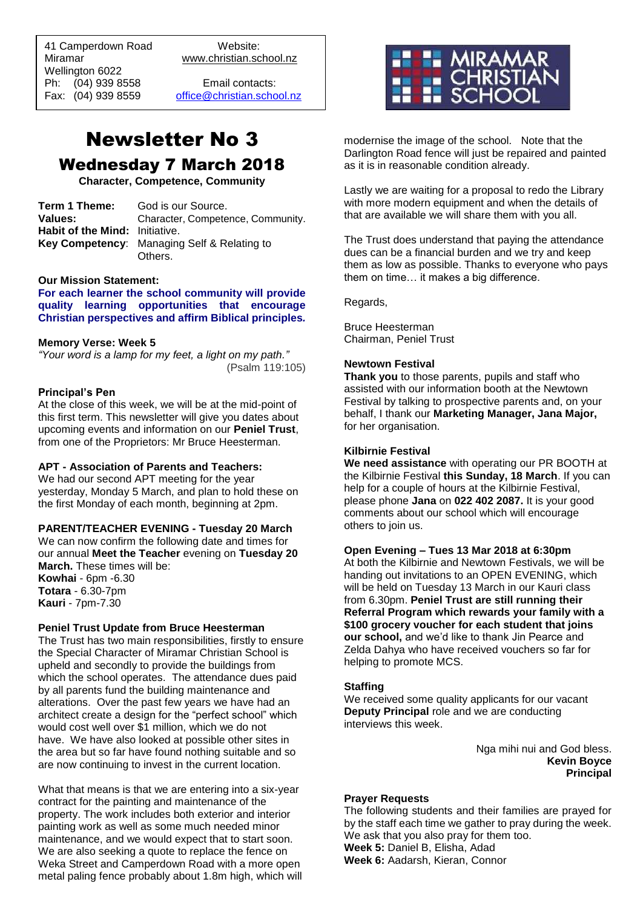41 Camperdown Road
Miramar
Wellington 6022
Ph: (04) 939 8558
Fax: (04) 939 8559

Website:
www.christian.school.nz

Email contacts:
office@christian.school.nz

MIRAMAR CHRISTIAN SCHOOL

# Newsletter No 3

## Wednesday 7 March 2018

**Character, Competence, Community**

**Term 1 Theme:** God is our Source.
**Values:** Character, Competence, Community.
**Habit of the Mind:** Initiative.
**Key Competency:** Managing Self & Relating to Others.

**Our Mission Statement:**
**For each learner the school community will provide quality learning opportunities that encourage Christian perspectives and affirm Biblical principles.**

**Memory Verse: Week 5**
*"Your word is a lamp for my feet, a light on my path."*
(Psalm 119:105)

### Principal's Pen

At the close of this week, we will be at the mid-point of this first term. This newsletter will give you dates about upcoming events and information on our **Peniel Trust**, from one of the Proprietors: Mr Bruce Heesterman.

### APT - Association of Parents and Teachers:

We had our second APT meeting for the year yesterday, Monday 5 March, and plan to hold these on the first Monday of each month, beginning at 2pm.

### PARENT/TEACHER EVENING - Tuesday 20 March

We can now confirm the following date and times for our annual **Meet the Teacher** evening on **Tuesday 20 March.** These times will be:
**Kowhai** - 6pm -6.30
**Totara** - 6.30-7pm
**Kauri** - 7pm-7.30

### Peniel Trust Update from Bruce Heesterman

The Trust has two main responsibilities, firstly to ensure the Special Character of Miramar Christian School is upheld and secondly to provide the buildings from which the school operates. The attendance dues paid by all parents fund the building maintenance and alterations. Over the past few years we have had an architect create a design for the "perfect school" which would cost well over $1 million, which we do not have. We have also looked at possible other sites in the area but so far have found nothing suitable and so are now continuing to invest in the current location.

What that means is that we are entering into a six-year contract for the painting and maintenance of the property. The work includes both exterior and interior painting work as well as some much needed minor maintenance, and we would expect that to start soon. We are also seeking a quote to replace the fence on Weka Street and Camperdown Road with a more open metal paling fence probably about 1.8m high, which will modernise the image of the school. Note that the Darlington Road fence will just be repaired and painted as it is in reasonable condition already.

Lastly we are waiting for a proposal to redo the Library with more modern equipment and when the details of that are available we will share them with you all.

The Trust does understand that paying the attendance dues can be a financial burden and we try and keep them as low as possible. Thanks to everyone who pays them on time… it makes a big difference.

Regards,

Bruce Heesterman
Chairman, Peniel Trust

### Newtown Festival

**Thank you** to those parents, pupils and staff who assisted with our information booth at the Newtown Festival by talking to prospective parents and, on your behalf, I thank our **Marketing Manager, Jana Major,** for her organisation.

### Kilbirnie Festival

**We need assistance** with operating our PR BOOTH at the Kilbirnie Festival **this Sunday, 18 March**. If you can help for a couple of hours at the Kilbirnie Festival, please phone **Jana** on **022 402 2087.** It is your good comments about our school which will encourage others to join us.

### Open Evening – Tues 13 Mar 2018 at 6:30pm

At both the Kilbirnie and Newtown Festivals, we will be handing out invitations to an OPEN EVENING, which will be held on Tuesday 13 March in our Kauri class from 6.30pm. **Peniel Trust are still running their Referral Program which rewards your family with a $100 grocery voucher for each student that joins our school,** and we'd like to thank Jin Pearce and Zelda Dahya who have received vouchers so far for helping to promote MCS.

### Staffing

We received some quality applicants for our vacant **Deputy Principal** role and we are conducting interviews this week.

Nga mihi nui and God bless.
**Kevin Boyce**
**Principal**

### Prayer Requests

The following students and their families are prayed for by the staff each time we gather to pray during the week. We ask that you also pray for them too.
**Week 5:** Daniel B, Elisha, Adad
**Week 6:** Aadarsh, Kieran, Connor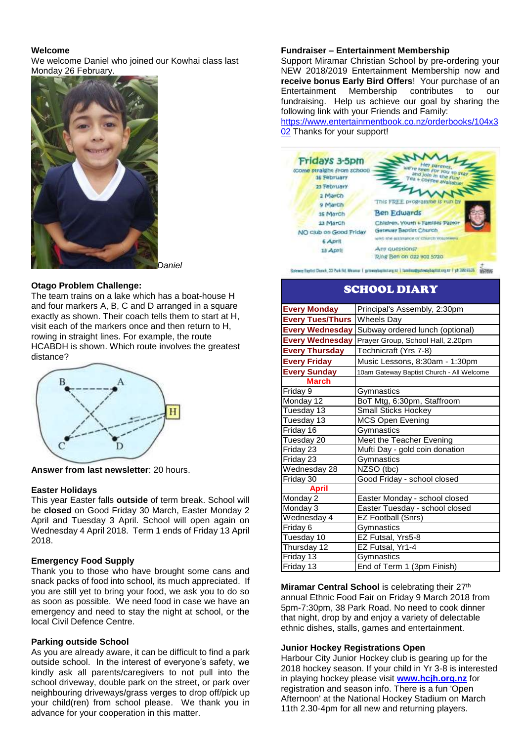### Welcome

We welcome Daniel who joined our Kowhai class last Monday 26 February.

*Daniel*

### Otago Problem Challenge:

The team trains on a lake which has a boat-house H and four markers A, B, C and D arranged in a square exactly as shown. Their coach tells them to start at H, visit each of the markers once and then return to H, rowing in straight lines. For example, the route HCABDH is shown. Which route involves the greatest distance?

B
A
H
C
D

**Answer from last newsletter**: 20 hours.

### Easter Holidays

This year Easter falls **outside** of term break. School will be **closed** on Good Friday 30 March, Easter Monday 2 April and Tuesday 3 April. School will open again on Wednesday 4 April 2018. Term 1 ends of Friday 13 April 2018.

### Emergency Food Supply

Thank you to those who have brought some cans and snack packs of food into school, its much appreciated. If you are still yet to bring your food, we ask you to do so as soon as possible. We need food in case we have an emergency and need to stay the night at school, or the local Civil Defence Centre.

### Parking outside School

As you are already aware, it can be difficult to find a park outside school. In the interest of everyone's safety, we kindly ask all parents/caregivers to not pull into the school driveway, double park on the street, or park over neighbouring driveways/grass verges to drop off/pick up your child(ren) from school please. We thank you in advance for your cooperation in this matter.

### Fundraiser – Entertainment Membership

Support Miramar Christian School by pre-ordering your NEW 2018/2019 Entertainment Membership now and **receive bonus Early Bird Offers**! Your purchase of an Entertainment Membership contributes to our fundraising. Help us achieve our goal by sharing the following link with your Friends and Family: https://www.entertainmentbook.co.nz/orderbooks/104x302 Thanks for your support!

Fridays 3-5pm
(come straight from school)
16 February
23 February
2 March
9 March
16 March
23 March
NO club on Good Friday
6 April
13 April

Hey parents, we're keen for you to stay and join in the fun! Tea + Coffee available!

This FREE programme is run by
Ben Edwards
Children, Youth + Families Pastor
Gateway Baptist Church
with the assistance of church volunteers

Any questions?
Ring Ben on 022 401 5720

## SCHOOL DIARY

| | |
|---|---|
| **Every Monday** | Principal's Assembly, 2:30pm |
| **Every Tues/Thurs** | Wheels Day |
| **Every Wednesday** | Subway ordered lunch (optional) |
| **Every Wednesday** | Prayer Group, School Hall, 2.20pm |
| **Every Thursday** | Technicraft (Yrs 7-8) |
| **Every Friday** | Music Lessons, 8:30am - 1:30pm |
| **Every Sunday** | 10am Gateway Baptist Church - All Welcome |
| **March** | |
| Friday 9 | Gymnastics |
| Monday 12 | BoT Mtg, 6:30pm, Staffroom |
| Tuesday 13 | Small Sticks Hockey |
| Tuesday 13 | MCS Open Evening |
| Friday 16 | Gymnastics |
| Tuesday 20 | Meet the Teacher Evening |
| Friday 23 | Mufti Day - gold coin donation |
| Friday 23 | Gymnastics |
| Wednesday 28 | NZSO (tbc) |
| Friday 30 | Good Friday - school closed |
| **April** | |
| Monday 2 | Easter Monday - school closed |
| Monday 3 | Easter Tuesday - school closed |
| Wednesday 4 | EZ Football (Snrs) |
| Friday 6 | Gymnastics |
| Tuesday 10 | EZ Futsal, Yrs5-8 |
| Thursday 12 | EZ Futsal, Yr1-4 |
| Friday 13 | Gymnastics |
| Friday 13 | End of Term 1 (3pm Finish) |

**Miramar Central School** is celebrating their 27th annual Ethnic Food Fair on Friday 9 March 2018 from 5pm-7:30pm, 38 Park Road. No need to cook dinner that night, drop by and enjoy a variety of delectable ethnic dishes, stalls, games and entertainment.

### Junior Hockey Registrations Open

Harbour City Junior Hockey club is gearing up for the 2018 hockey season. If your child in Yr 3-8 is interested in playing hockey please visit **www.hcjh.org.nz** for registration and season info. There is a fun 'Open Afternoon' at the National Hockey Stadium on March 11th 2.30-4pm for all new and returning players.